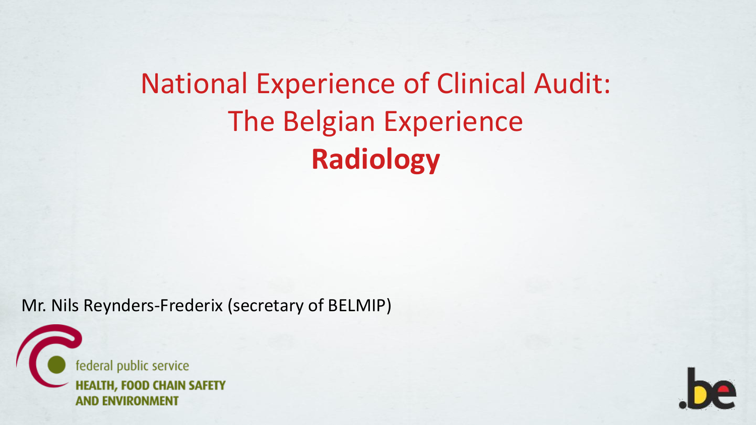# National Experience of Clinical Audit: The Belgian Experience

# **Radiology**

Mr. Nils Reynders-Frederix (secretary of BELMIP)

federal public service
HEALTH, FOOD CHAIN SAFETY
AND ENVIRONMENT

.be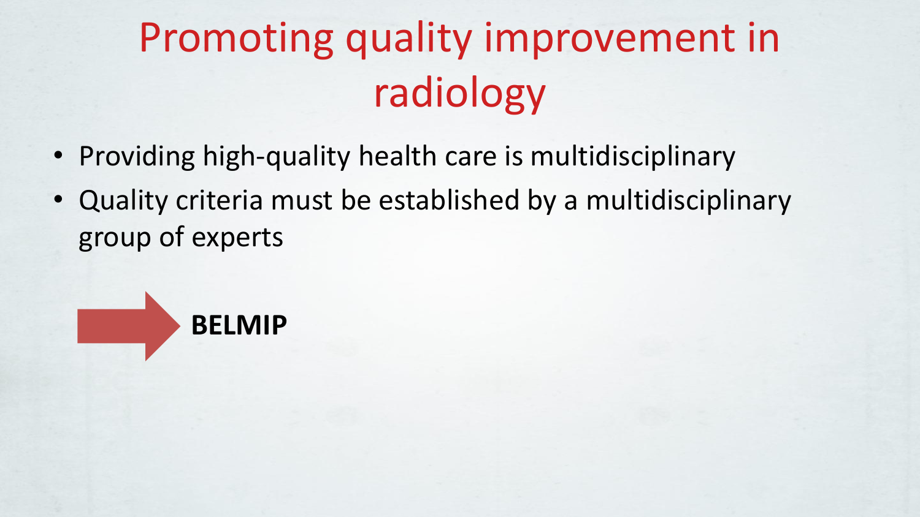# Promoting quality improvement in radiology

- Providing high-quality health care is multidisciplinary
- Quality criteria must be established by a multidisciplinary group of experts

→ **BELMIP**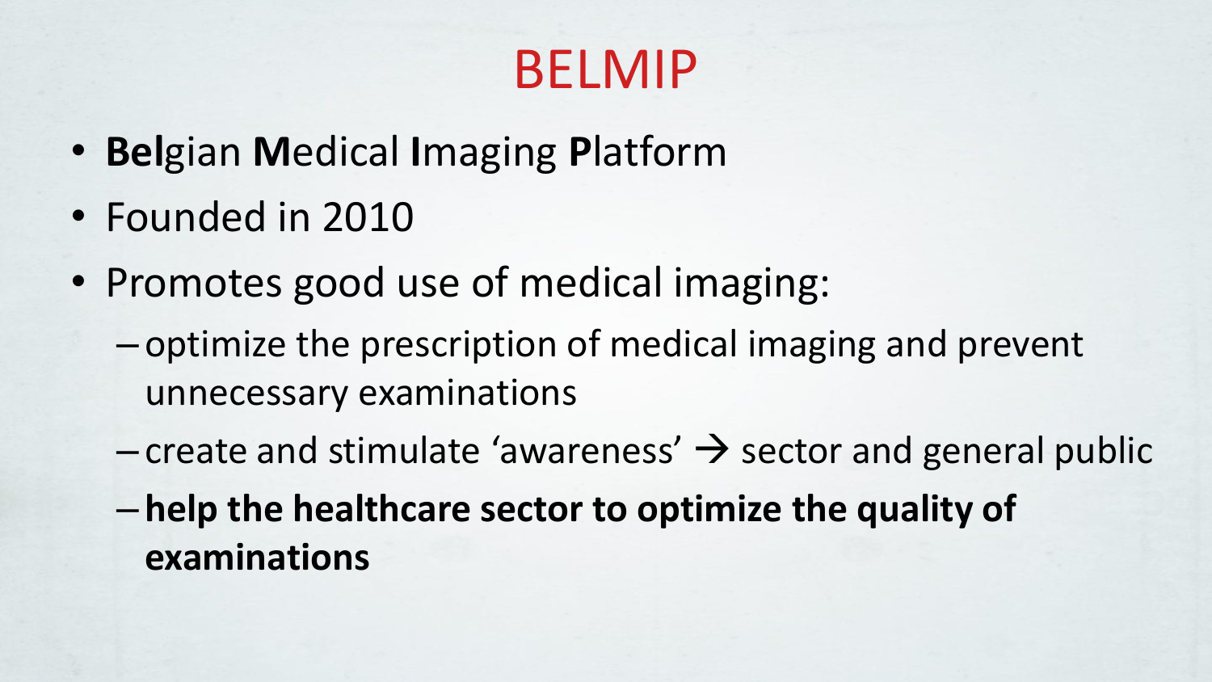# BELMIP

- **Bel**gian **M**edical **I**maging **P**latform
- Founded in 2010
- Promotes good use of medical imaging:
  - optimize the prescription of medical imaging and prevent unnecessary examinations
  - create and stimulate ‘awareness’ → sector and general public
  - **help the healthcare sector to optimize the quality of examinations**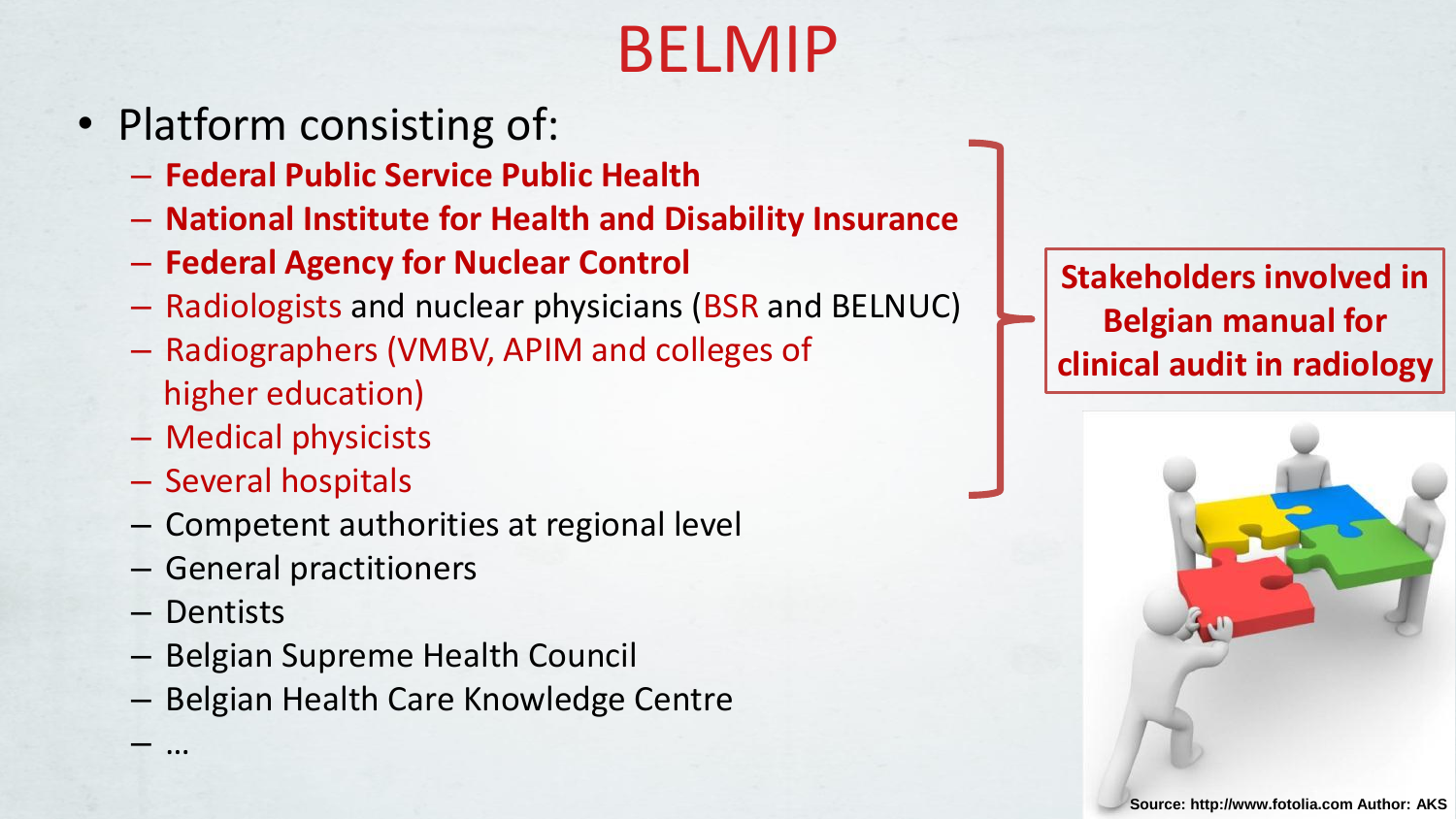# BELMIP

- Platform consisting of:
  - **Federal Public Service Public Health**
  - **National Institute for Health and Disability Insurance**
  - **Federal Agency for Nuclear Control**
  - Radiologists and nuclear physicians (BSR and BELNUC)
  - Radiographers (VMBV, APIM and colleges of higher education)
  - Medical physicists
  - Several hospitals
  - Competent authorities at regional level
  - General practitioners
  - Dentists
  - Belgian Supreme Health Council
  - Belgian Health Care Knowledge Centre
  - …

**Stakeholders involved in Belgian manual for clinical audit in radiology**

Source: http://www.fotolia.com Author: AKS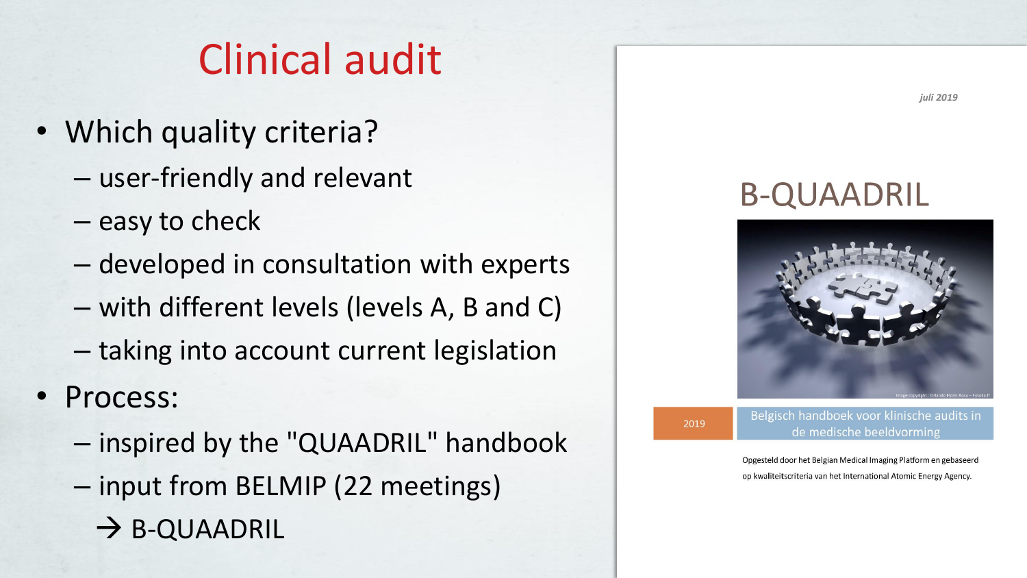# Clinical audit

- Which quality criteria?
  - user-friendly and relevant
  - easy to check
  - developed in consultation with experts
  - with different levels (levels A, B and C)
  - taking into account current legislation
- Process:
  - inspired by the "QUAADRIL" handbook
  - input from BELMIP (22 meetings)

  → B-QUAADRIL

*juli 2019*

## B-QUAADRIL

Image copyright: Orlando Florin Rosu – Fotolia.fr

2019

Belgisch handboek voor klinische audits in de medische beeldvorming

Opgesteld door het Belgian Medical Imaging Platform en gebaseerd op kwaliteitscriteria van het International Atomic Energy Agency.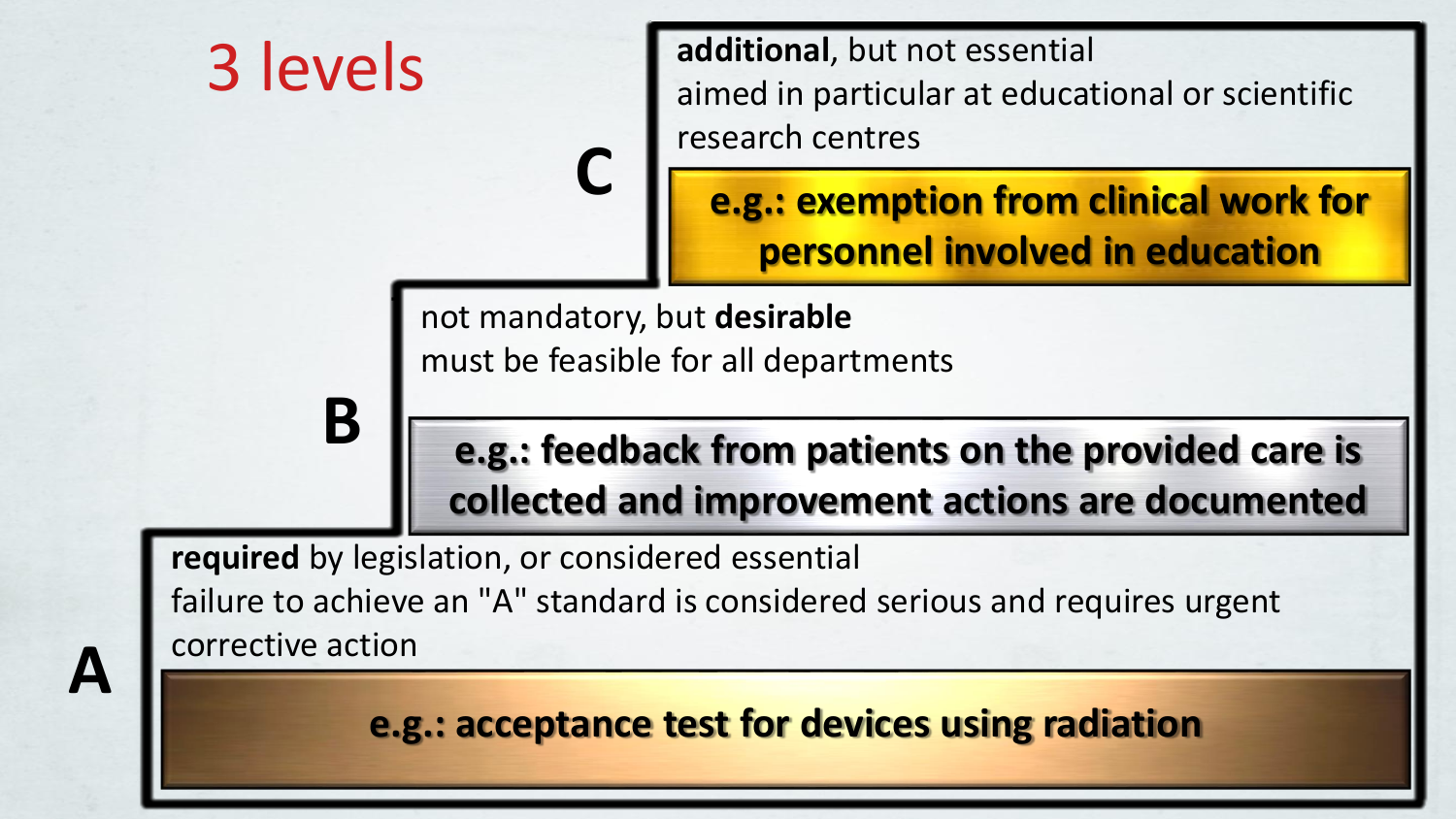# 3 levels

## C

**additional**, but not essential
aimed in particular at educational or scientific research centres

**e.g.: exemption from clinical work for personnel involved in education**

## B

not mandatory, but **desirable**
must be feasible for all departments

**e.g.: feedback from patients on the provided care is collected and improvement actions are documented**

## A

**required** by legislation, or considered essential
failure to achieve an "A" standard is considered serious and requires urgent corrective action

**e.g.: acceptance test for devices using radiation**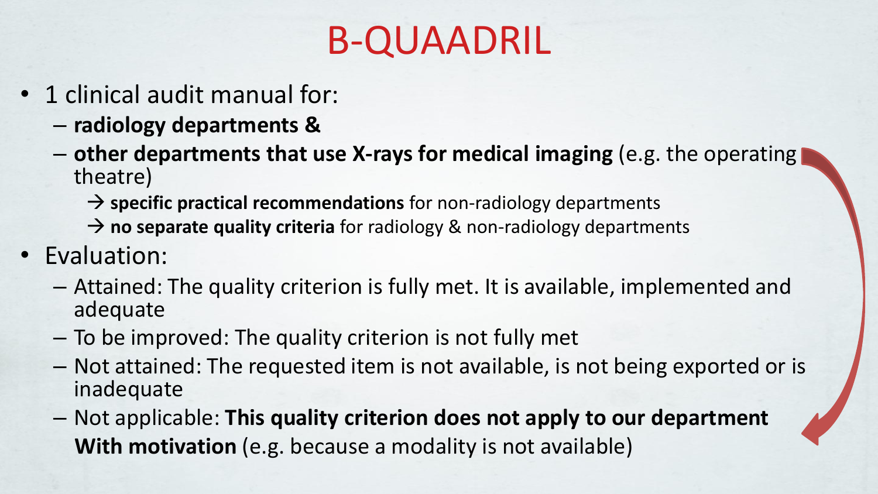# B-QUAADRIL

- 1 clinical audit manual for:
  - **radiology departments &**
  - **other departments that use X-rays for medical imaging** (e.g. the operating theatre)
    - → **specific practical recommendations** for non-radiology departments
    - → **no separate quality criteria** for radiology & non-radiology departments
- Evaluation:
  - Attained: The quality criterion is fully met. It is available, implemented and adequate
  - To be improved: The quality criterion is not fully met
  - Not attained: The requested item is not available, is not being exported or is inadequate
  - Not applicable: **This quality criterion does not apply to our department With motivation** (e.g. because a modality is not available)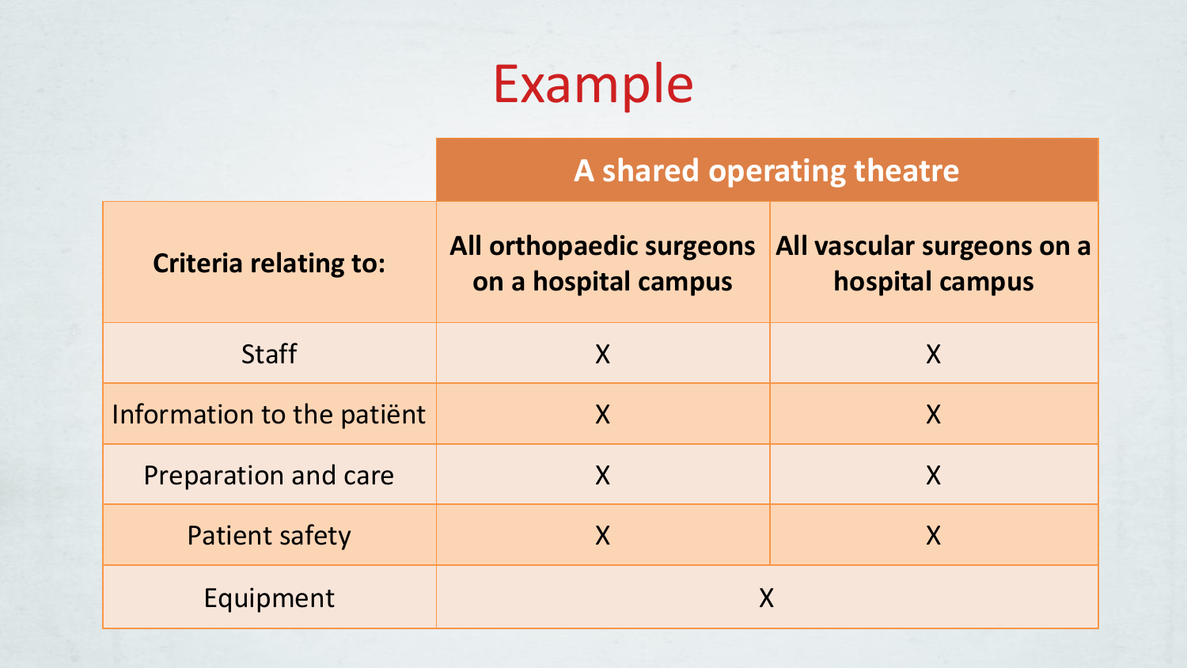# Example

| | A shared operating theatre | |
|---|---|---|
| **Criteria relating to:** | **All orthopaedic surgeons on a hospital campus** | **All vascular surgeons on a hospital campus** |
| Staff | X | X |
| Information to the patiënt | X | X |
| Preparation and care | X | X |
| Patient safety | X | X |
| Equipment | X | |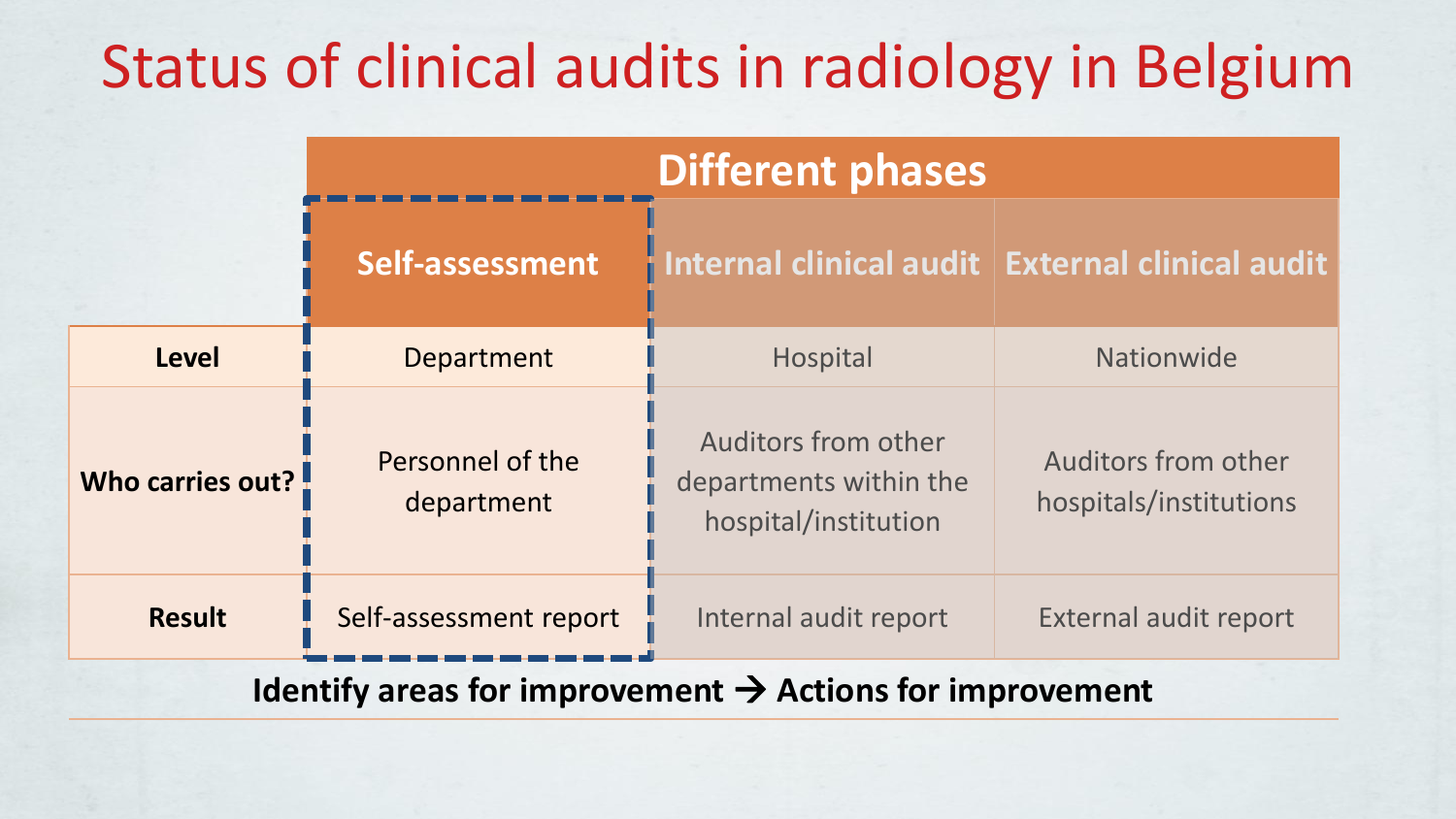# Status of clinical audits in radiology in Belgium

| | Different phases | | |
|---|---|---|---|
| | **Self-assessment** | **Internal clinical audit** | **External clinical audit** |
| **Level** | Department | Hospital | Nationwide |
| **Who carries out?** | Personnel of the department | Auditors from other departments within the hospital/institution | Auditors from other hospitals/institutions |
| **Result** | Self-assessment report | Internal audit report | External audit report |

**Identify areas for improvement → Actions for improvement**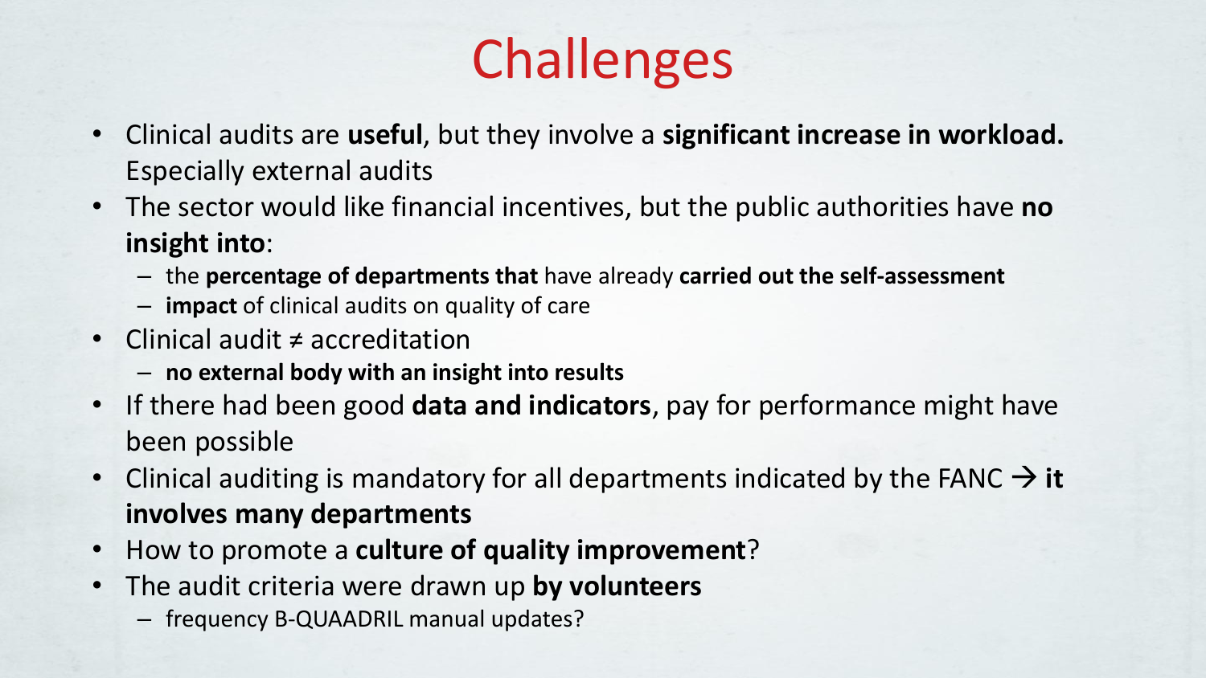# Challenges

- Clinical audits are **useful**, but they involve a **significant increase in workload.** Especially external audits
- The sector would like financial incentives, but the public authorities have **no insight into**:
  - the **percentage of departments that** have already **carried out the self-assessment**
  - **impact** of clinical audits on quality of care
- Clinical audit ≠ accreditation
  - **no external body with an insight into results**
- If there had been good **data and indicators**, pay for performance might have been possible
- Clinical auditing is mandatory for all departments indicated by the FANC → **it involves many departments**
- How to promote a **culture of quality improvement**?
- The audit criteria were drawn up **by volunteers**
  - frequency B-QUAADRIL manual updates?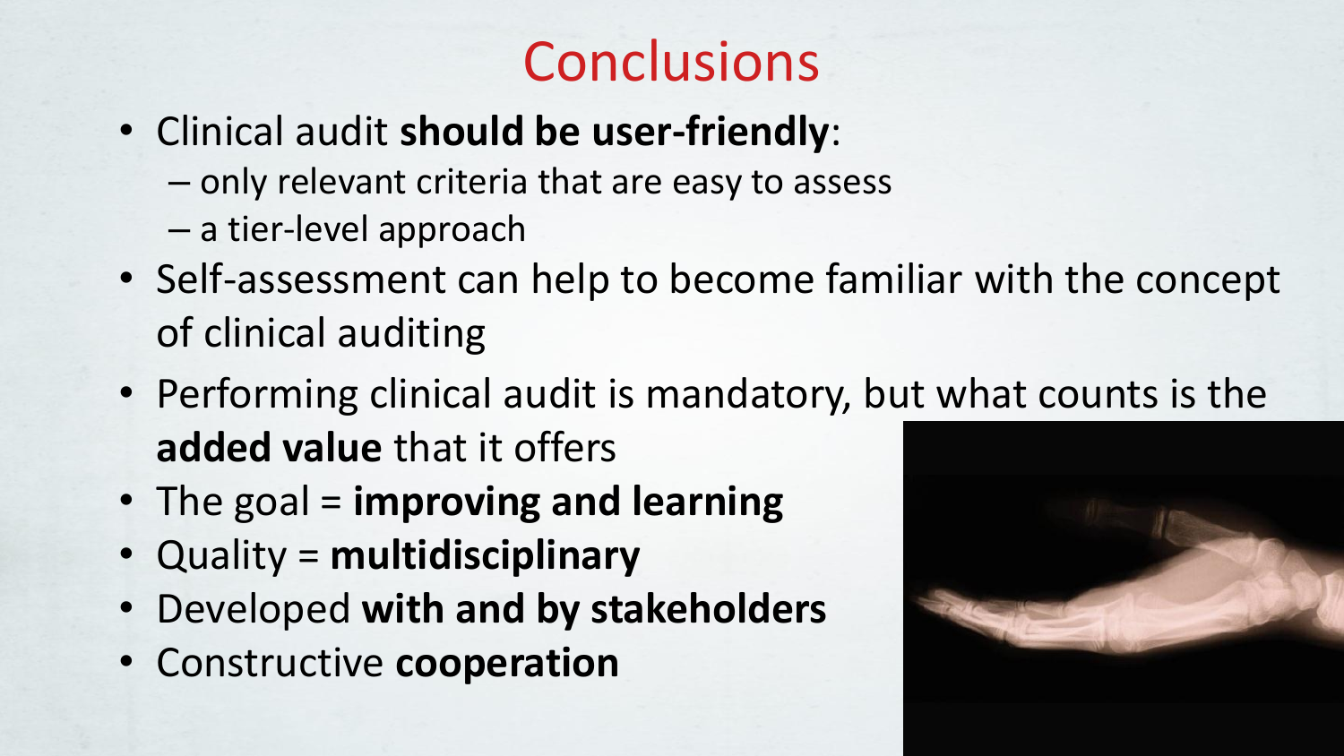# Conclusions

- Clinical audit **should be user-friendly**:
  - only relevant criteria that are easy to assess
  - a tier-level approach
- Self-assessment can help to become familiar with the concept of clinical auditing
- Performing clinical audit is mandatory, but what counts is the **added value** that it offers
- The goal = **improving and learning**
- Quality = **multidisciplinary**
- Developed **with and by stakeholders**
- Constructive **cooperation**